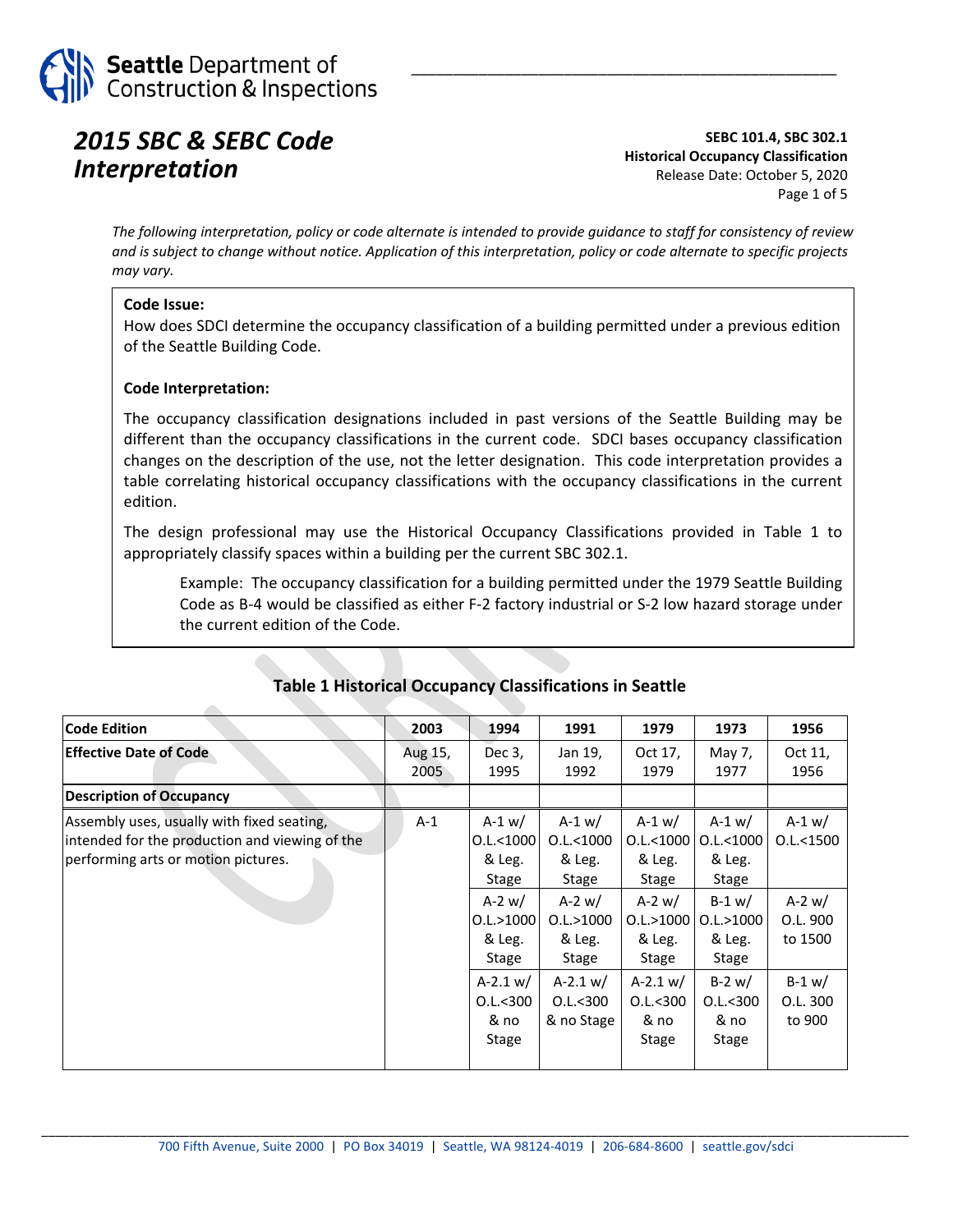# 2015 SBC & SEBC Code Interpretation

**SEBC 101.4, SBC 302.1**
**Historical Occupancy Classification**
Release Date: October 5, 2020

*The following interpretation, policy or code alternate is intended to provide guidance to staff for consistency of review and is subject to change without notice. Application of this interpretation, policy or code alternate to specific projects may vary.*

**Code Issue:**

How does SDCI determine the occupancy classification of a building permitted under a previous edition of the Seattle Building Code.

**Code Interpretation:**

The occupancy classification designations included in past versions of the Seattle Building may be different than the occupancy classifications in the current code. SDCI bases occupancy classification changes on the description of the use, not the letter designation. This code interpretation provides a table correlating historical occupancy classifications with the occupancy classifications in the current edition.

The design professional may use the Historical Occupancy Classifications provided in Table 1 to appropriately classify spaces within a building per the current SBC 302.1.

> Example: The occupancy classification for a building permitted under the 1979 Seattle Building Code as B-4 would be classified as either F-2 factory industrial or S-2 low hazard storage under the current edition of the Code.

## Table 1 Historical Occupancy Classifications in Seattle

| Code Edition | 2003 | 1994 | 1991 | 1979 | 1973 | 1956 |
|---|---|---|---|---|---|---|
| Effective Date of Code | Aug 15, 2005 | Dec 3, 1995 | Jan 19, 1992 | Oct 17, 1979 | May 7, 1977 | Oct 11, 1956 |
| Description of Occupancy | | | | | | |
| Assembly uses, usually with fixed seating, intended for the production and viewing of the performing arts or motion pictures. | A-1 | A-1 w/ O.L.<1000 & Leg. Stage | A-1 w/ O.L.<1000 & Leg. Stage | A-1 w/ O.L.<1000 & Leg. Stage | A-1 w/ O.L.<1000 & Leg. Stage | A-1 w/ O.L.<1500 |
| | | A-2 w/ O.L.>1000 & Leg. Stage | A-2 w/ O.L.>1000 & Leg. Stage | A-2 w/ O.L.>1000 & Leg. Stage | B-1 w/ O.L.>1000 & Leg. Stage | A-2 w/ O.L. 900 to 1500 |
| | | A-2.1 w/ O.L.<300 & no Stage | A-2.1 w/ O.L.<300 & no Stage | A-2.1 w/ O.L.<300 & no Stage | B-2 w/ O.L.<300 & no Stage | B-1 w/ O.L. 300 to 900 |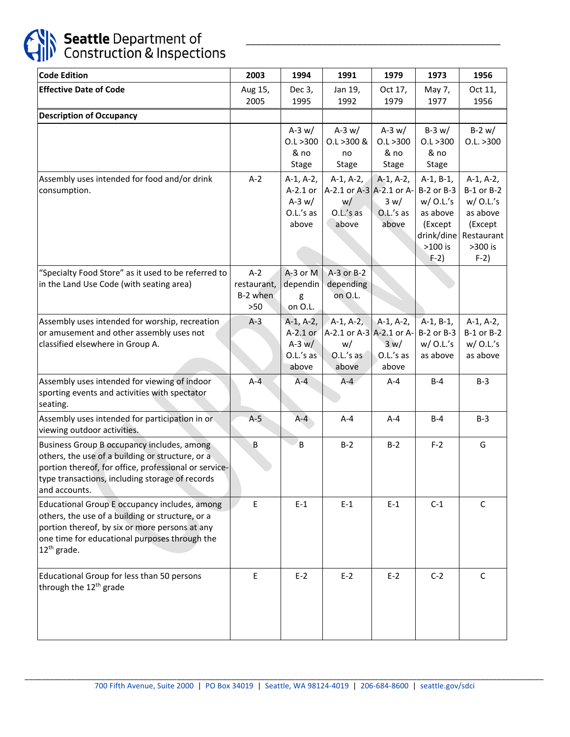| Code Edition | 2003 | 1994 | 1991 | 1979 | 1973 | 1956 |
|---|---|---|---|---|---|---|
| **Effective Date of Code** | Aug 15, 2005 | Dec 3, 1995 | Jan 19, 1992 | Oct 17, 1979 | May 7, 1977 | Oct 11, 1956 |
| **Description of Occupancy** | | | | | | |
| | | A-3 w/ O.L >300 & no Stage | A-3 w/ O.L >300 & no Stage | A-3 w/ O.L >300 & no Stage | B-3 w/ O.L >300 & no Stage | B-2 w/ O.L. >300 |
| Assembly uses intended for food and/or drink consumption. | A-2 | A-1, A-2, A-2.1 or A-3 w/ O.L.'s as above | A-1, A-2, A-2.1 or A-3 w/ O.L.'s as above | A-1, A-2, A-2.1 or A-3 w/ O.L.'s as above | A-1, B-1, B-2 or B-3 w/ O.L.'s as above (Except drink/dine >100 is F-2) | A-1, A-2, B-1 or B-2 w/ O.L.'s as above (Except Restaurant >300 is F-2) |
| "Specialty Food Store" as it used to be referred to in the Land Use Code (with seating area) | A-2 restaurant, B-2 when >50 | A-3 or M depending on O.L. | A-3 or B-2 depending on O.L. | | | |
| Assembly uses intended for worship, recreation or amusement and other assembly uses not classified elsewhere in Group A. | A-3 | A-1, A-2, A-2.1 or A-3 w/ O.L.'s as above | A-1, A-2, A-2.1 or A-3 w/ O.L.'s as above | A-1, A-2, A-2.1 or A-3 w/ O.L.'s as above | A-1, B-1, B-2 or B-3 w/ O.L.'s as above | A-1, A-2, B-1 or B-2 w/ O.L.'s as above |
| Assembly uses intended for viewing of indoor sporting events and activities with spectator seating. | A-4 | A-4 | A-4 | A-4 | B-4 | B-3 |
| Assembly uses intended for participation in or viewing outdoor activities. | A-5 | A-4 | A-4 | A-4 | B-4 | B-3 |
| Business Group B occupancy includes, among others, the use of a building or structure, or a portion thereof, for office, professional or service-type transactions, including storage of records and accounts. | B | B | B-2 | B-2 | F-2 | G |
| Educational Group E occupancy includes, among others, the use of a building or structure, or a portion thereof, by six or more persons at any one time for educational purposes through the 12th grade. | E | E-1 | E-1 | E-1 | C-1 | C |
| Educational Group for less than 50 persons through the 12th grade | E | E-2 | E-2 | E-2 | C-2 | C |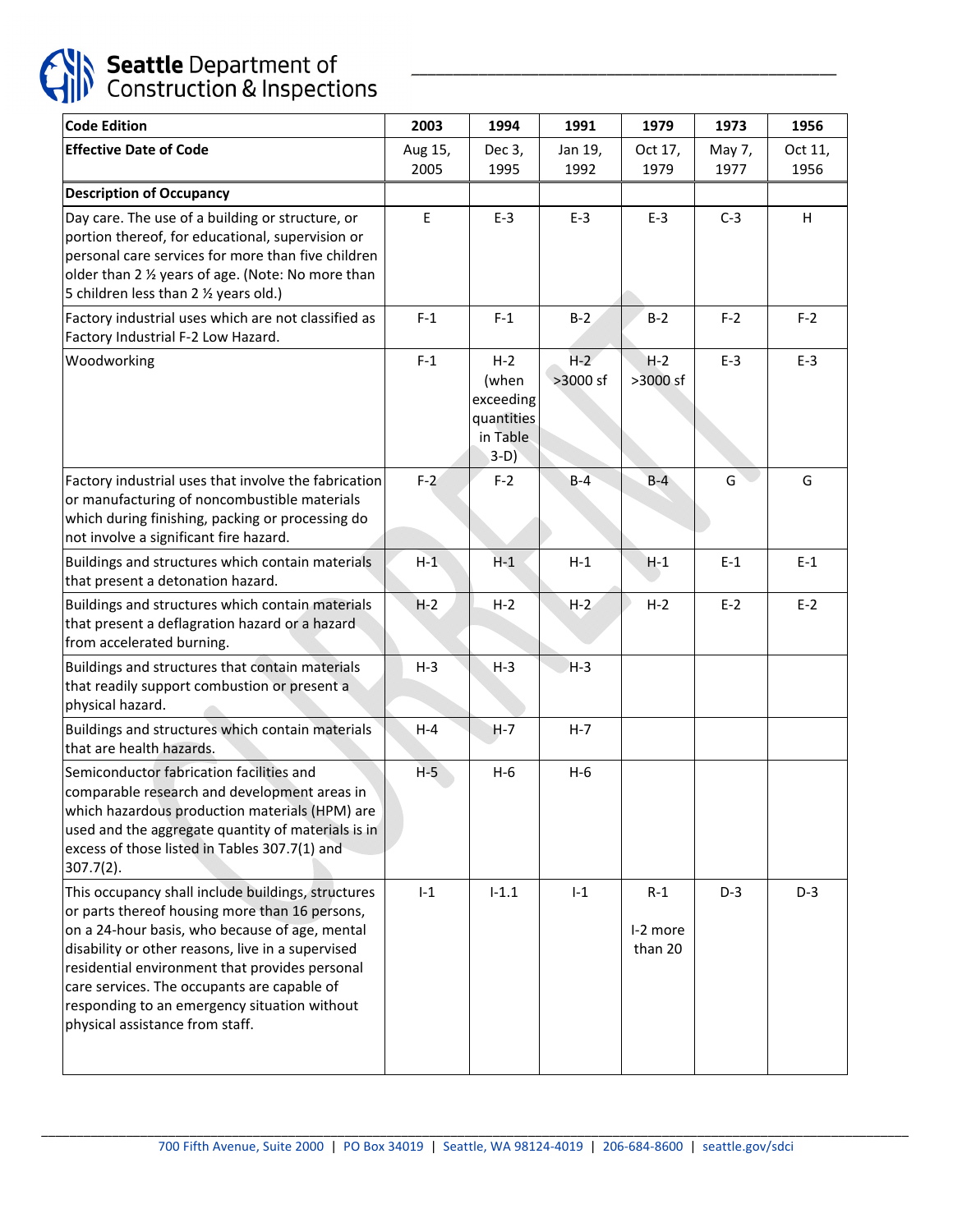| Code Edition | 2003 | 1994 | 1991 | 1979 | 1973 | 1956 |
|---|---|---|---|---|---|---|
| Effective Date of Code | Aug 15, 2005 | Dec 3, 1995 | Jan 19, 1992 | Oct 17, 1979 | May 7, 1977 | Oct 11, 1956 |
| Description of Occupancy | | | | | | |
| Day care. The use of a building or structure, or portion thereof, for educational, supervision or personal care services for more than five children older than 2 ½ years of age. (Note: No more than 5 children less than 2 ½ years old.) | E | E-3 | E-3 | E-3 | C-3 | H |
| Factory industrial uses which are not classified as Factory Industrial F-2 Low Hazard. | F-1 | F-1 | B-2 | B-2 | F-2 | F-2 |
| Woodworking | F-1 | H-2 (when exceeding quantities in Table 3-D) | H-2 >3000 sf | H-2 >3000 sf | E-3 | E-3 |
| Factory industrial uses that involve the fabrication or manufacturing of noncombustible materials which during finishing, packing or processing do not involve a significant fire hazard. | F-2 | F-2 | B-4 | B-4 | G | G |
| Buildings and structures which contain materials that present a detonation hazard. | H-1 | H-1 | H-1 | H-1 | E-1 | E-1 |
| Buildings and structures which contain materials that present a deflagration hazard or a hazard from accelerated burning. | H-2 | H-2 | H-2 | H-2 | E-2 | E-2 |
| Buildings and structures that contain materials that readily support combustion or present a physical hazard. | H-3 | H-3 | H-3 | | | |
| Buildings and structures which contain materials that are health hazards. | H-4 | H-7 | H-7 | | | |
| Semiconductor fabrication facilities and comparable research and development areas in which hazardous production materials (HPM) are used and the aggregate quantity of materials is in excess of those listed in Tables 307.7(1) and 307.7(2). | H-5 | H-6 | H-6 | | | |
| This occupancy shall include buildings, structures or parts thereof housing more than 16 persons, on a 24-hour basis, who because of age, mental disability or other reasons, live in a supervised residential environment that provides personal care services. The occupants are capable of responding to an emergency situation without physical assistance from staff. | I-1 | I-1.1 | I-1 | R-1<br>I-2 more than 20 | D-3 | D-3 |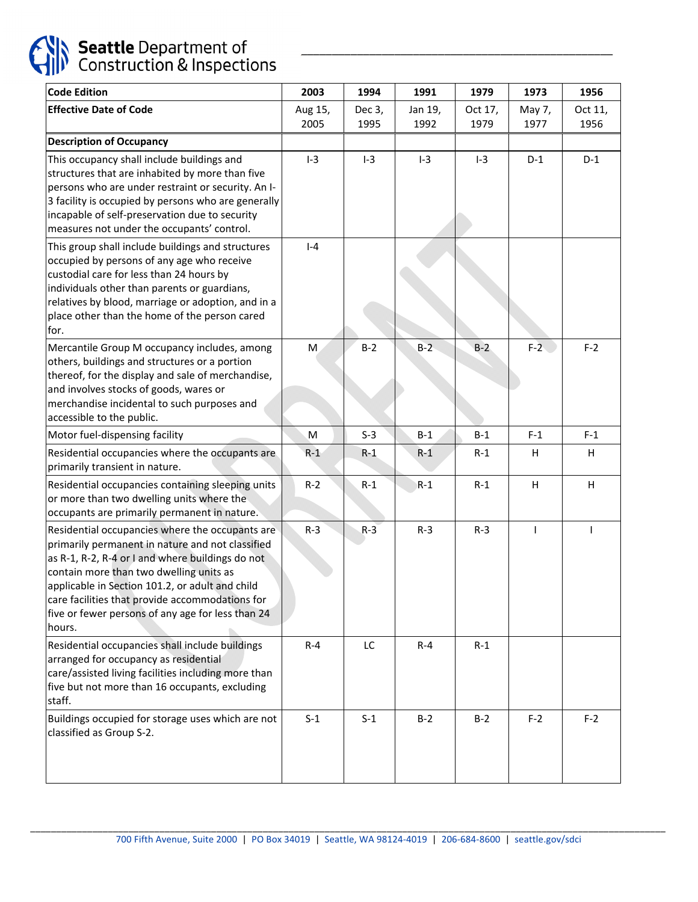| Code Edition | 2003 | 1994 | 1991 | 1979 | 1973 | 1956 |
|---|---|---|---|---|---|---|
| **Effective Date of Code** | Aug 15, 2005 | Dec 3, 1995 | Jan 19, 1992 | Oct 17, 1979 | May 7, 1977 | Oct 11, 1956 |
| **Description of Occupancy** | | | | | | |
| This occupancy shall include buildings and structures that are inhabited by more than five persons who are under restraint or security. An I-3 facility is occupied by persons who are generally incapable of self-preservation due to security measures not under the occupants' control. | I-3 | I-3 | I-3 | I-3 | D-1 | D-1 |
| This group shall include buildings and structures occupied by persons of any age who receive custodial care for less than 24 hours by individuals other than parents or guardians, relatives by blood, marriage or adoption, and in a place other than the home of the person cared for. | I-4 | | | | | |
| Mercantile Group M occupancy includes, among others, buildings and structures or a portion thereof, for the display and sale of merchandise, and involves stocks of goods, wares or merchandise incidental to such purposes and accessible to the public. | M | B-2 | B-2 | B-2 | F-2 | F-2 |
| Motor fuel-dispensing facility | M | S-3 | B-1 | B-1 | F-1 | F-1 |
| Residential occupancies where the occupants are primarily transient in nature. | R-1 | R-1 | R-1 | R-1 | H | H |
| Residential occupancies containing sleeping units or more than two dwelling units where the occupants are primarily permanent in nature. | R-2 | R-1 | R-1 | R-1 | H | H |
| Residential occupancies where the occupants are primarily permanent in nature and not classified as R-1, R-2, R-4 or I and where buildings do not contain more than two dwelling units as applicable in Section 101.2, or adult and child care facilities that provide accommodations for five or fewer persons of any age for less than 24 hours. | R-3 | R-3 | R-3 | R-3 | I | I |
| Residential occupancies shall include buildings arranged for occupancy as residential care/assisted living facilities including more than five but not more than 16 occupants, excluding staff. | R-4 | LC | R-4 | R-1 | | |
| Buildings occupied for storage uses which are not classified as Group S-2. | S-1 | S-1 | B-2 | B-2 | F-2 | F-2 |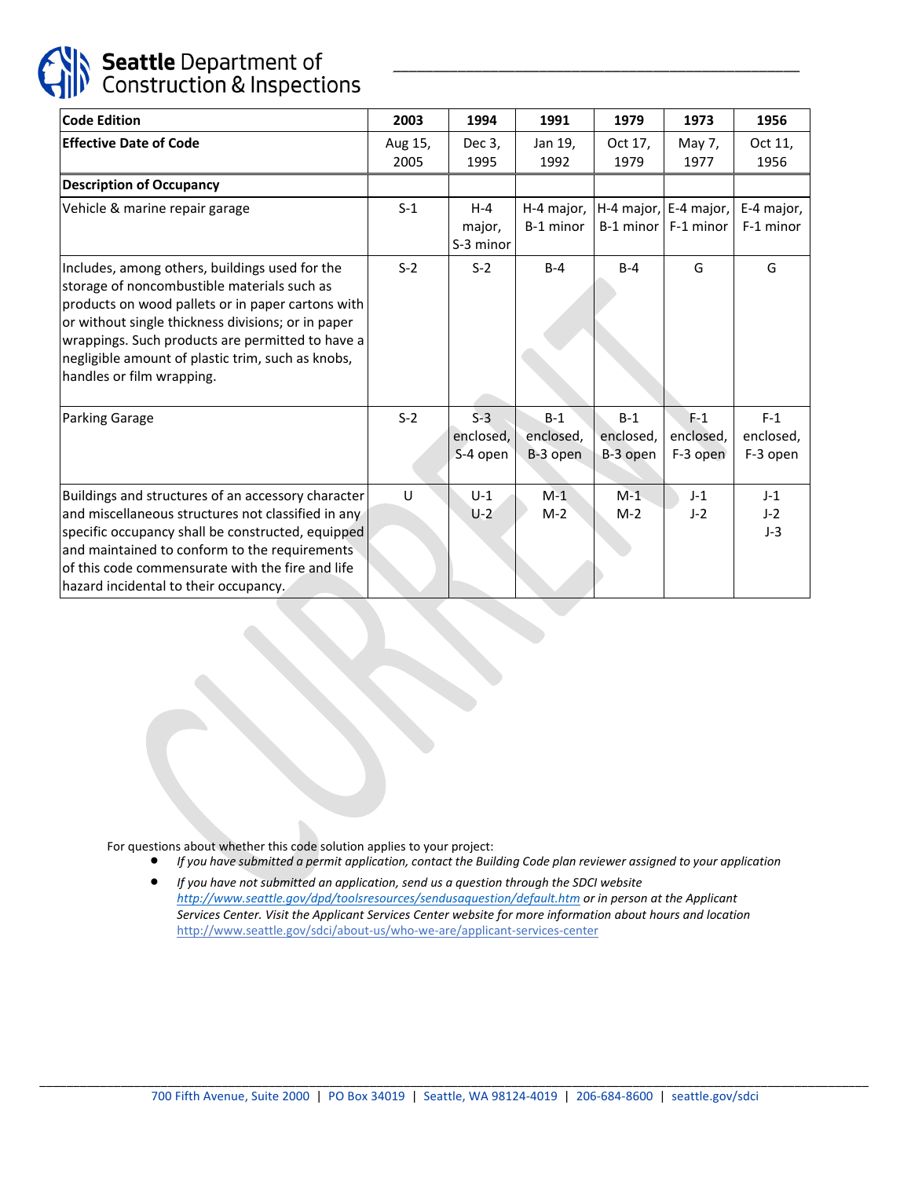| Code Edition | 2003 | 1994 | 1991 | 1979 | 1973 | 1956 |
|---|---|---|---|---|---|---|
| Effective Date of Code | Aug 15, 2005 | Dec 3, 1995 | Jan 19, 1992 | Oct 17, 1979 | May 7, 1977 | Oct 11, 1956 |
| **Description of Occupancy** | | | | | | |
| Vehicle & marine repair garage | S-1 | H-4 major, S-3 minor | H-4 major, B-1 minor | H-4 major, B-1 minor | E-4 major, F-1 minor | E-4 major, F-1 minor |
| Includes, among others, buildings used for the storage of noncombustible materials such as products on wood pallets or in paper cartons with or without single thickness divisions; or in paper wrappings. Such products are permitted to have a negligible amount of plastic trim, such as knobs, handles or film wrapping. | S-2 | S-2 | B-4 | B-4 | G | G |
| Parking Garage | S-2 | S-3 enclosed, S-4 open | B-1 enclosed, B-3 open | B-1 enclosed, B-3 open | F-1 enclosed, F-3 open | F-1 enclosed, F-3 open |
| Buildings and structures of an accessory character and miscellaneous structures not classified in any specific occupancy shall be constructed, equipped and maintained to conform to the requirements of this code commensurate with the fire and life hazard incidental to their occupancy. | U | U-1 U-2 | M-1 M-2 | M-1 M-2 | J-1 J-2 | J-1 J-2 J-3 |

For questions about whether this code solution applies to your project:

- *If you have submitted a permit application, contact the Building Code plan reviewer assigned to your application*
- *If you have not submitted an application, send us a question through the SDCI website [http://www.seattle.gov/dpd/toolsresources/sendusaquestion/default.htm](http://www.seattle.gov/dpd/toolsresources/sendusaquestion/default.htm) or in person at the Applicant Services Center. Visit the Applicant Services Center website for more information about hours and location* [http://www.seattle.gov/sdci/about-us/who-we-are/applicant-services-center](http://www.seattle.gov/sdci/about-us/who-we-are/applicant-services-center)